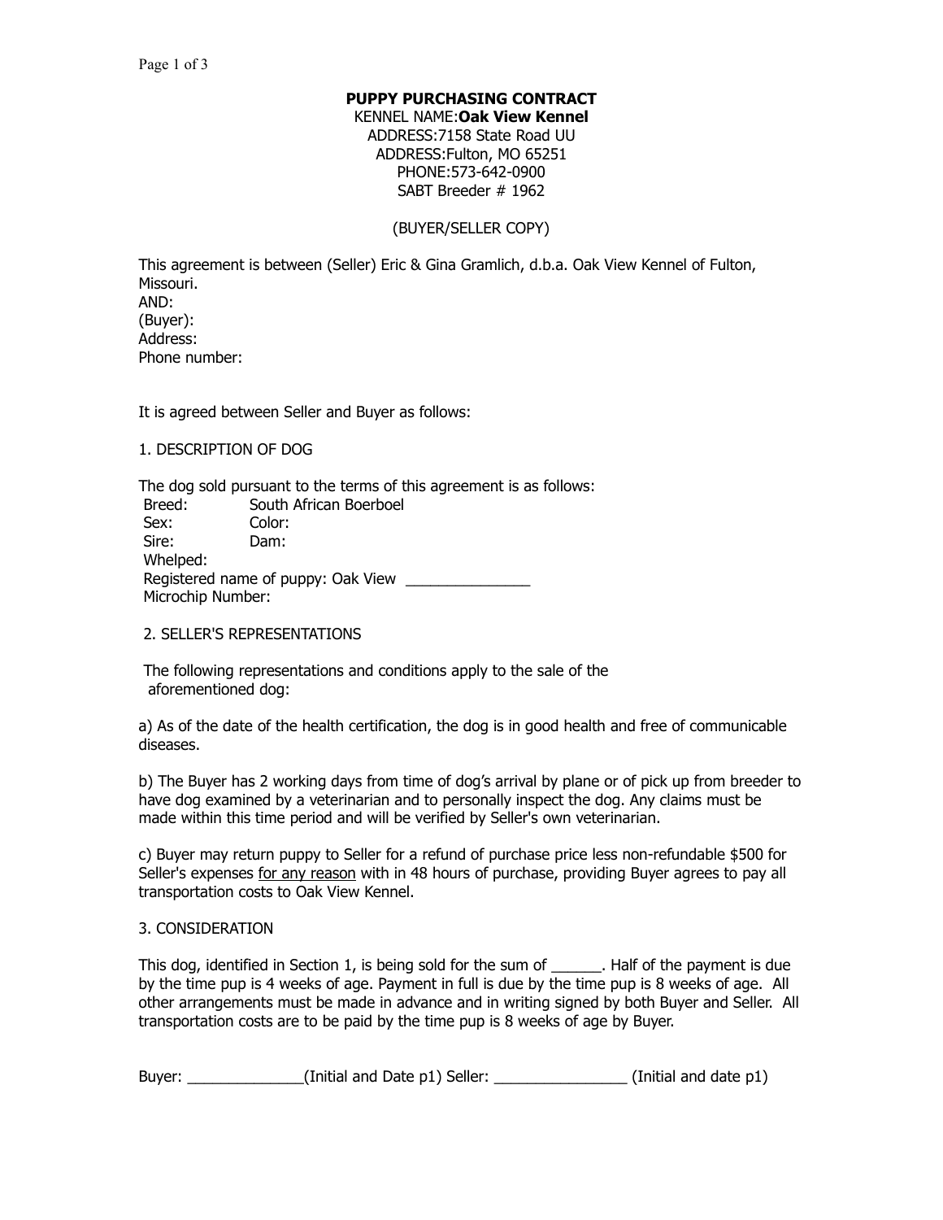# PUPPY PURCHASING CONTRACT

KENNEL NAME:**Oak View Kennel**
ADDRESS:7158 State Road UU
ADDRESS:Fulton, MO 65251
PHONE:573-642-0900
SABT Breeder # 1962

(BUYER/SELLER COPY)

This agreement is between (Seller) Eric & Gina Gramlich, d.b.a. Oak View Kennel of Fulton, Missouri.
AND:
(Buyer):
Address:
Phone number:

It is agreed between Seller and Buyer as follows:

1. DESCRIPTION OF DOG

The dog sold pursuant to the terms of this agreement is as follows:

Breed: South African Boerboel
Sex: Color:
Sire: Dam:
Whelped:
Registered name of puppy: Oak View _______________
Microchip Number:

2. SELLER'S REPRESENTATIONS

The following representations and conditions apply to the sale of the aforementioned dog:

a) As of the date of the health certification, the dog is in good health and free of communicable diseases.

b) The Buyer has 2 working days from time of dog's arrival by plane or of pick up from breeder to have dog examined by a veterinarian and to personally inspect the dog. Any claims must be made within this time period and will be verified by Seller's own veterinarian.

c) Buyer may return puppy to Seller for a refund of purchase price less non-refundable $500 for Seller's expenses <u>for any reason</u> with in 48 hours of purchase, providing Buyer agrees to pay all transportation costs to Oak View Kennel.

3. CONSIDERATION

This dog, identified in Section 1, is being sold for the sum of ______. Half of the payment is due by the time pup is 4 weeks of age. Payment in full is due by the time pup is 8 weeks of age. All other arrangements must be made in advance and in writing signed by both Buyer and Seller. All transportation costs are to be paid by the time pup is 8 weeks of age by Buyer.

Buyer: ______________(Initial and Date p1) Seller: ________________ (Initial and date p1)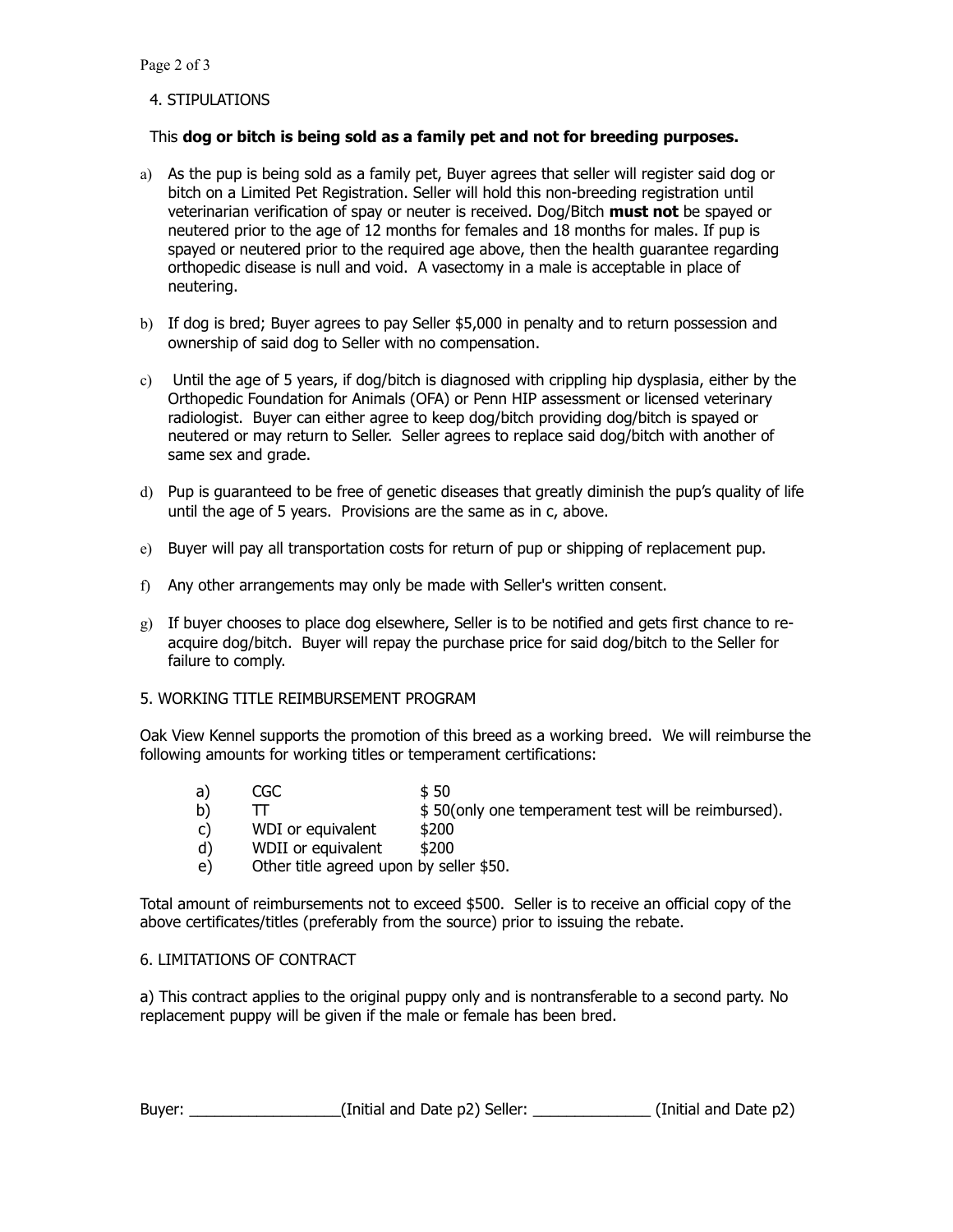## 4. STIPULATIONS

This **dog or bitch is being sold as a family pet and not for breeding purposes.**

a) As the pup is being sold as a family pet, Buyer agrees that seller will register said dog or bitch on a Limited Pet Registration. Seller will hold this non-breeding registration until veterinarian verification of spay or neuter is received. Dog/Bitch **must not** be spayed or neutered prior to the age of 12 months for females and 18 months for males. If pup is spayed or neutered prior to the required age above, then the health guarantee regarding orthopedic disease is null and void. A vasectomy in a male is acceptable in place of neutering.

b) If dog is bred; Buyer agrees to pay Seller $5,000 in penalty and to return possession and ownership of said dog to Seller with no compensation.

c) Until the age of 5 years, if dog/bitch is diagnosed with crippling hip dysplasia, either by the Orthopedic Foundation for Animals (OFA) or Penn HIP assessment or licensed veterinary radiologist. Buyer can either agree to keep dog/bitch providing dog/bitch is spayed or neutered or may return to Seller. Seller agrees to replace said dog/bitch with another of same sex and grade.

d) Pup is guaranteed to be free of genetic diseases that greatly diminish the pup's quality of life until the age of 5 years. Provisions are the same as in c, above.

e) Buyer will pay all transportation costs for return of pup or shipping of replacement pup.

f) Any other arrangements may only be made with Seller's written consent.

g) If buyer chooses to place dog elsewhere, Seller is to be notified and gets first chance to re-acquire dog/bitch. Buyer will repay the purchase price for said dog/bitch to the Seller for failure to comply.

## 5. WORKING TITLE REIMBURSEMENT PROGRAM

Oak View Kennel supports the promotion of this breed as a working breed. We will reimburse the following amounts for working titles or temperament certifications:

a) CGC — $ 50
b) TT — $ 50(only one temperament test will be reimbursed).
c) WDI or equivalent — $200
d) WDII or equivalent — $200
e) Other title agreed upon by seller $50.

Total amount of reimbursements not to exceed $500. Seller is to receive an official copy of the above certificates/titles (preferably from the source) prior to issuing the rebate.

## 6. LIMITATIONS OF CONTRACT

a) This contract applies to the original puppy only and is nontransferable to a second party. No replacement puppy will be given if the male or female has been bred.

Buyer: __________________(Initial and Date p2) Seller: ______________ (Initial and Date p2)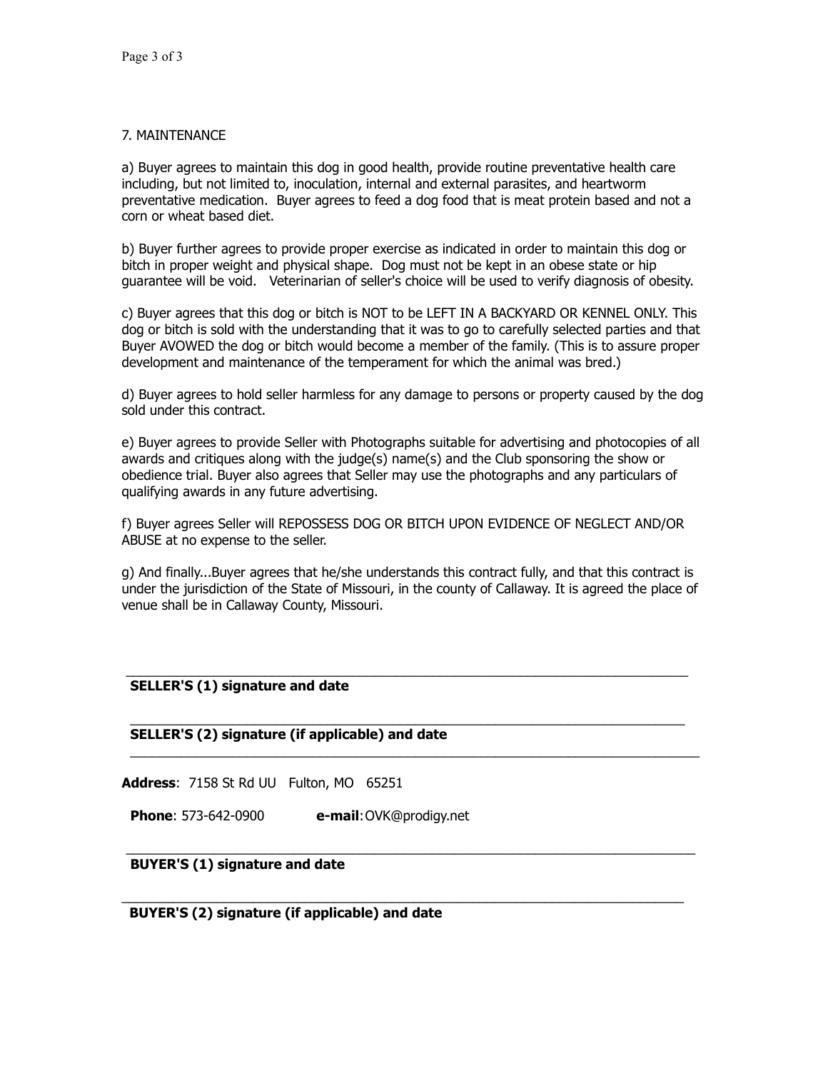## 7. MAINTENANCE

a) Buyer agrees to maintain this dog in good health, provide routine preventative health care including, but not limited to, inoculation, internal and external parasites, and heartworm preventative medication. Buyer agrees to feed a dog food that is meat protein based and not a corn or wheat based diet.

b) Buyer further agrees to provide proper exercise as indicated in order to maintain this dog or bitch in proper weight and physical shape. Dog must not be kept in an obese state or hip guarantee will be void. Veterinarian of seller's choice will be used to verify diagnosis of obesity.

c) Buyer agrees that this dog or bitch is NOT to be LEFT IN A BACKYARD OR KENNEL ONLY. This dog or bitch is sold with the understanding that it was to go to carefully selected parties and that Buyer AVOWED the dog or bitch would become a member of the family. (This is to assure proper development and maintenance of the temperament for which the animal was bred.)

d) Buyer agrees to hold seller harmless for any damage to persons or property caused by the dog sold under this contract.

e) Buyer agrees to provide Seller with Photographs suitable for advertising and photocopies of all awards and critiques along with the judge(s) name(s) and the Club sponsoring the show or obedience trial. Buyer also agrees that Seller may use the photographs and any particulars of qualifying awards in any future advertising.

f) Buyer agrees Seller will REPOSSESS DOG OR BITCH UPON EVIDENCE OF NEGLECT AND/OR ABUSE at no expense to the seller.

g) And finally...Buyer agrees that he/she understands this contract fully, and that this contract is under the jurisdiction of the State of Missouri, in the county of Callaway. It is agreed the place of venue shall be in Callaway County, Missouri.

\_\_\_\_\_\_\_\_\_\_\_\_\_\_\_\_\_\_\_\_\_\_\_\_\_\_\_\_\_\_\_\_\_\_\_\_\_\_\_\_\_\_\_\_\_\_\_\_\_\_\_\_\_\_\_\_\_\_

**SELLER'S (1) signature and date**

\_\_\_\_\_\_\_\_\_\_\_\_\_\_\_\_\_\_\_\_\_\_\_\_\_\_\_\_\_\_\_\_\_\_\_\_\_\_\_\_\_\_\_\_\_\_\_\_\_\_\_\_\_\_\_\_\_\_

**SELLER'S (2) signature (if applicable) and date**

\_\_\_\_\_\_\_\_\_\_\_\_\_\_\_\_\_\_\_\_\_\_\_\_\_\_\_\_\_\_\_\_\_\_\_\_\_\_\_\_\_\_\_\_\_\_\_\_\_\_\_\_\_\_\_\_\_\_

**Address**: 7158 St Rd UU Fulton, MO 65251

**Phone**: 573-642-0900 **e-mail**: OVK@prodigy.net

\_\_\_\_\_\_\_\_\_\_\_\_\_\_\_\_\_\_\_\_\_\_\_\_\_\_\_\_\_\_\_\_\_\_\_\_\_\_\_\_\_\_\_\_\_\_\_\_\_\_\_\_\_\_\_\_\_\_

**BUYER'S (1) signature and date**

\_\_\_\_\_\_\_\_\_\_\_\_\_\_\_\_\_\_\_\_\_\_\_\_\_\_\_\_\_\_\_\_\_\_\_\_\_\_\_\_\_\_\_\_\_\_\_\_\_\_\_\_\_\_\_\_\_\_

**BUYER'S (2) signature (if applicable) and date**